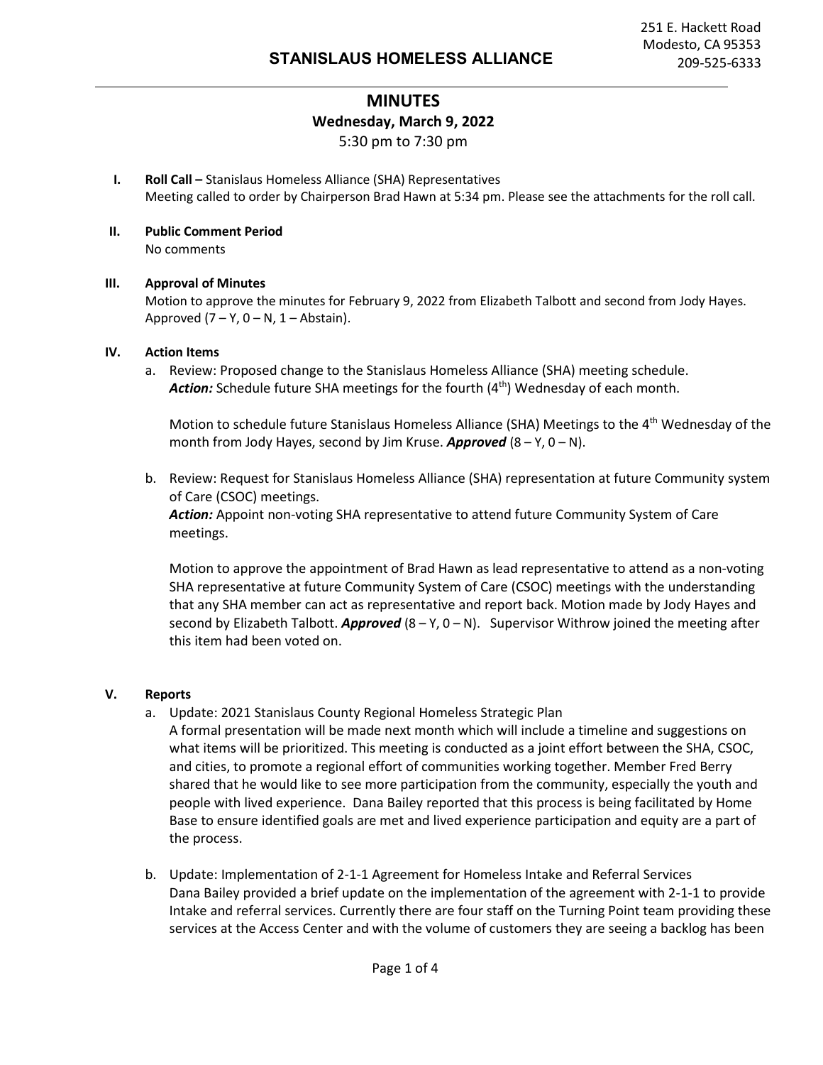251 E. Hackett Road
Modesto, CA 95353
209-525-6333

# STANISLAUS HOMELESS ALLIANCE

## MINUTES

**Wednesday, March 9, 2022**

5:30 pm to 7:30 pm

**I. Roll Call –** Stanislaus Homeless Alliance (SHA) Representatives
Meeting called to order by Chairperson Brad Hawn at 5:34 pm. Please see the attachments for the roll call.

**II. Public Comment Period**
No comments

**III. Approval of Minutes**
Motion to approve the minutes for February 9, 2022 from Elizabeth Talbott and second from Jody Hayes. Approved (7 – Y, 0 – N, 1 – Abstain).

**IV. Action Items**

a. Review: Proposed change to the Stanislaus Homeless Alliance (SHA) meeting schedule.
***Action:*** Schedule future SHA meetings for the fourth (4th) Wednesday of each month.

Motion to schedule future Stanislaus Homeless Alliance (SHA) Meetings to the 4th Wednesday of the month from Jody Hayes, second by Jim Kruse. ***Approved*** (8 – Y, 0 – N).

b. Review: Request for Stanislaus Homeless Alliance (SHA) representation at future Community system of Care (CSOC) meetings.
***Action:*** Appoint non-voting SHA representative to attend future Community System of Care meetings.

Motion to approve the appointment of Brad Hawn as lead representative to attend as a non-voting SHA representative at future Community System of Care (CSOC) meetings with the understanding that any SHA member can act as representative and report back. Motion made by Jody Hayes and second by Elizabeth Talbott. ***Approved*** (8 – Y, 0 – N). Supervisor Withrow joined the meeting after this item had been voted on.

**V. Reports**

a. Update: 2021 Stanislaus County Regional Homeless Strategic Plan
A formal presentation will be made next month which will include a timeline and suggestions on what items will be prioritized. This meeting is conducted as a joint effort between the SHA, CSOC, and cities, to promote a regional effort of communities working together. Member Fred Berry shared that he would like to see more participation from the community, especially the youth and people with lived experience. Dana Bailey reported that this process is being facilitated by Home Base to ensure identified goals are met and lived experience participation and equity are a part of the process.

b. Update: Implementation of 2-1-1 Agreement for Homeless Intake and Referral Services
Dana Bailey provided a brief update on the implementation of the agreement with 2-1-1 to provide Intake and referral services. Currently there are four staff on the Turning Point team providing these services at the Access Center and with the volume of customers they are seeing a backlog has been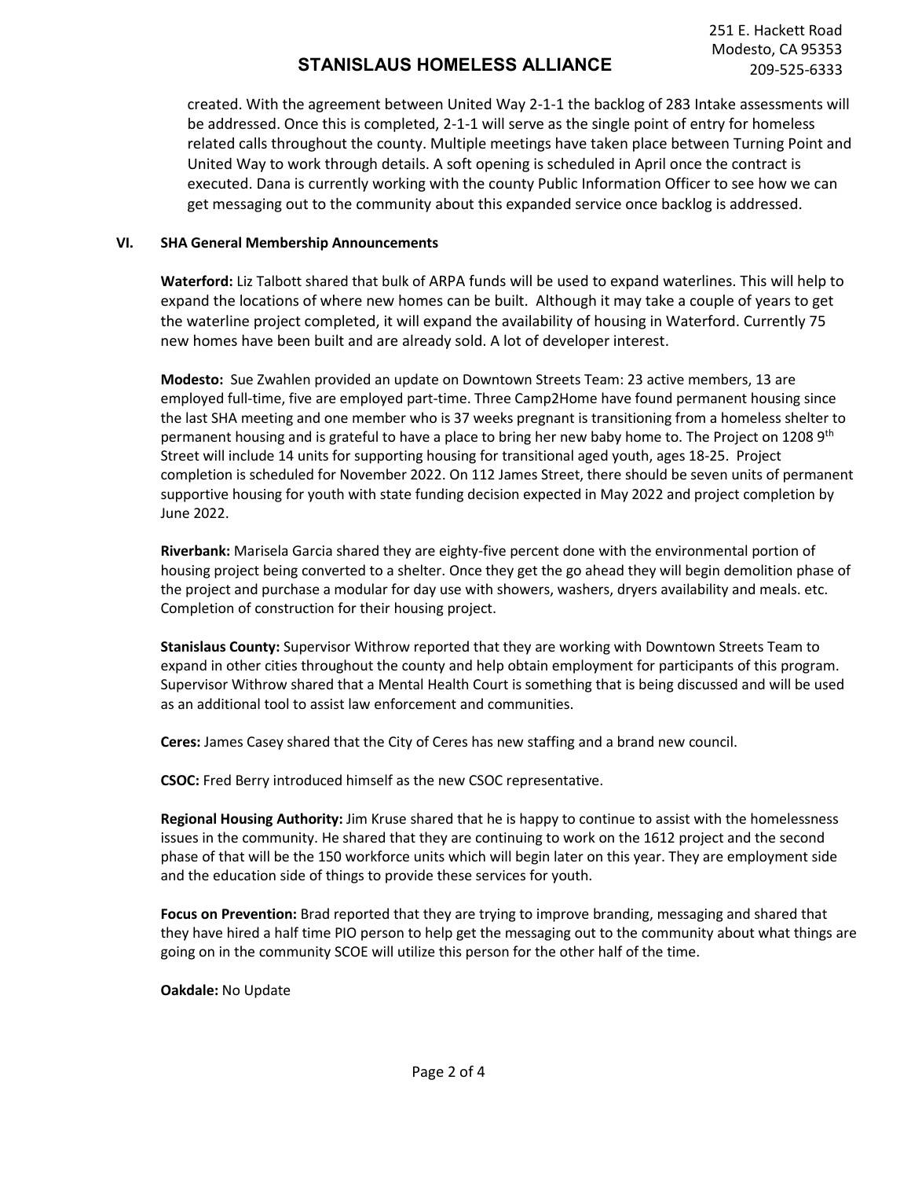created. With the agreement between United Way 2-1-1 the backlog of 283 Intake assessments will be addressed. Once this is completed, 2-1-1 will serve as the single point of entry for homeless related calls throughout the county. Multiple meetings have taken place between Turning Point and United Way to work through details. A soft opening is scheduled in April once the contract is executed. Dana is currently working with the county Public Information Officer to see how we can get messaging out to the community about this expanded service once backlog is addressed.

## VI. SHA General Membership Announcements

**Waterford:** Liz Talbott shared that bulk of ARPA funds will be used to expand waterlines. This will help to expand the locations of where new homes can be built. Although it may take a couple of years to get the waterline project completed, it will expand the availability of housing in Waterford. Currently 75 new homes have been built and are already sold. A lot of developer interest.

**Modesto:** Sue Zwahlen provided an update on Downtown Streets Team: 23 active members, 13 are employed full-time, five are employed part-time. Three Camp2Home have found permanent housing since the last SHA meeting and one member who is 37 weeks pregnant is transitioning from a homeless shelter to permanent housing and is grateful to have a place to bring her new baby home to. The Project on 1208 9th Street will include 14 units for supporting housing for transitional aged youth, ages 18-25. Project completion is scheduled for November 2022. On 112 James Street, there should be seven units of permanent supportive housing for youth with state funding decision expected in May 2022 and project completion by June 2022.

**Riverbank:** Marisela Garcia shared they are eighty-five percent done with the environmental portion of housing project being converted to a shelter. Once they get the go ahead they will begin demolition phase of the project and purchase a modular for day use with showers, washers, dryers availability and meals. etc. Completion of construction for their housing project.

**Stanislaus County:** Supervisor Withrow reported that they are working with Downtown Streets Team to expand in other cities throughout the county and help obtain employment for participants of this program. Supervisor Withrow shared that a Mental Health Court is something that is being discussed and will be used as an additional tool to assist law enforcement and communities.

**Ceres:** James Casey shared that the City of Ceres has new staffing and a brand new council.

**CSOC:** Fred Berry introduced himself as the new CSOC representative.

**Regional Housing Authority:** Jim Kruse shared that he is happy to continue to assist with the homelessness issues in the community. He shared that they are continuing to work on the 1612 project and the second phase of that will be the 150 workforce units which will begin later on this year. They are employment side and the education side of things to provide these services for youth.

**Focus on Prevention:** Brad reported that they are trying to improve branding, messaging and shared that they have hired a half time PIO person to help get the messaging out to the community about what things are going on in the community SCOE will utilize this person for the other half of the time.

**Oakdale:** No Update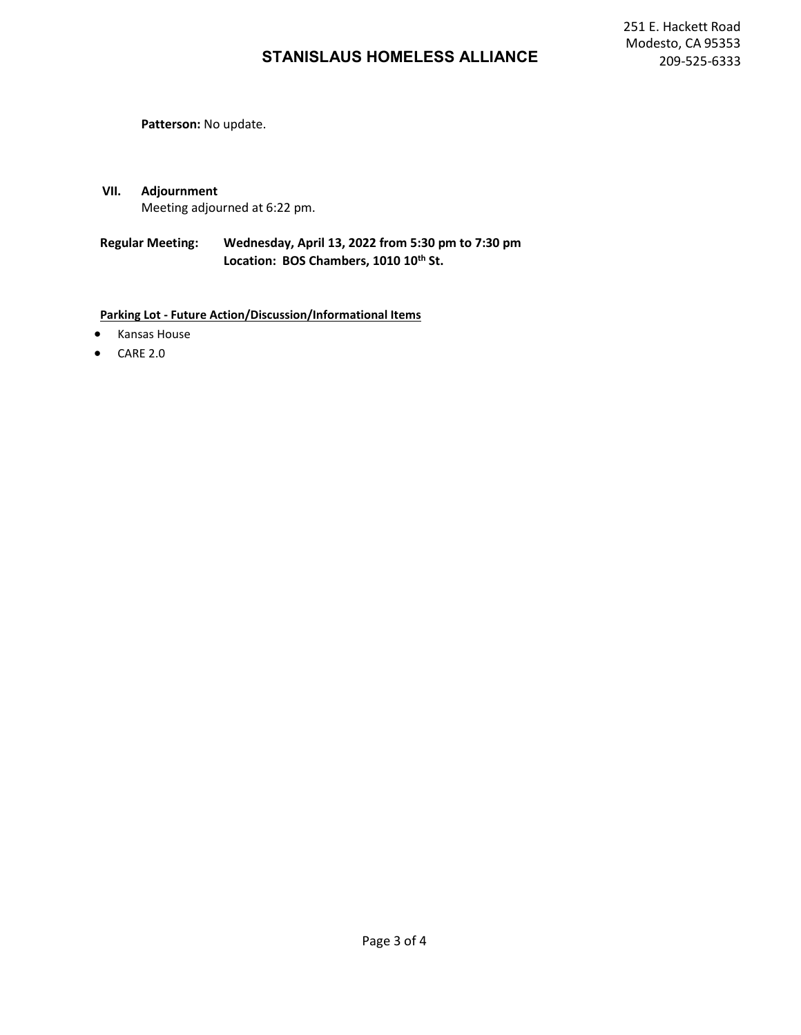**Patterson:** No update.

**VII. Adjournment**

Meeting adjourned at 6:22 pm.

**Regular Meeting: Wednesday, April 13, 2022 from 5:30 pm to 7:30 pm**
**Location: BOS Chambers, 1010 10th St.**

**Parking Lot - Future Action/Discussion/Informational Items**

- Kansas House
- CARE 2.0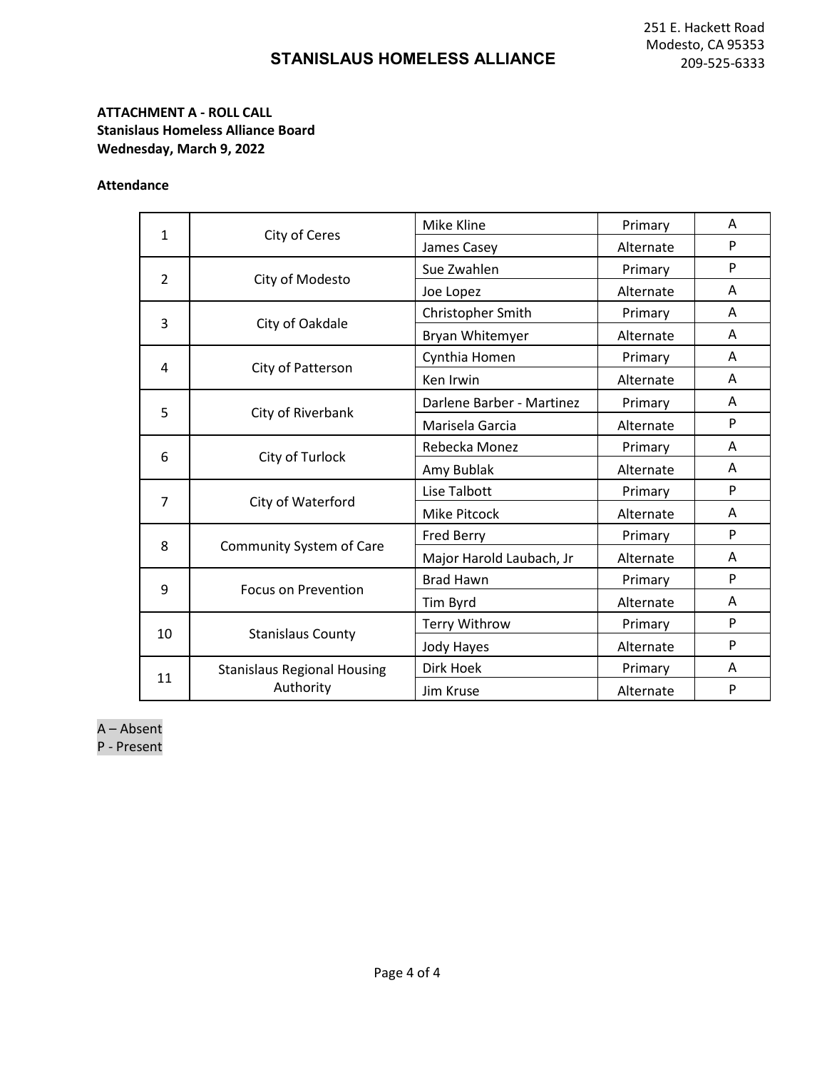**STANISLAUS HOMELESS ALLIANCE**

251 E. Hackett Road
Modesto, CA 95353
209-525-6333

**ATTACHMENT A - ROLL CALL**
**Stanislaus Homeless Alliance Board**
**Wednesday, March 9, 2022**

**Attendance**

| | | | | |
|---|---|---|---|---|
| 1 | City of Ceres | Mike Kline | Primary | A |
| | | James Casey | Alternate | P |
| 2 | City of Modesto | Sue Zwahlen | Primary | P |
| | | Joe Lopez | Alternate | A |
| 3 | City of Oakdale | Christopher Smith | Primary | A |
| | | Bryan Whitemyer | Alternate | A |
| 4 | City of Patterson | Cynthia Homen | Primary | A |
| | | Ken Irwin | Alternate | A |
| 5 | City of Riverbank | Darlene Barber - Martinez | Primary | A |
| | | Marisela Garcia | Alternate | P |
| 6 | City of Turlock | Rebecka Monez | Primary | A |
| | | Amy Bublak | Alternate | A |
| 7 | City of Waterford | Lise Talbott | Primary | P |
| | | Mike Pitcock | Alternate | A |
| 8 | Community System of Care | Fred Berry | Primary | P |
| | | Major Harold Laubach, Jr | Alternate | A |
| 9 | Focus on Prevention | Brad Hawn | Primary | P |
| | | Tim Byrd | Alternate | A |
| 10 | Stanislaus County | Terry Withrow | Primary | P |
| | | Jody Hayes | Alternate | P |
| 11 | Stanislaus Regional Housing Authority | Dirk Hoek | Primary | A |
| | | Jim Kruse | Alternate | P |

A – Absent
P - Present